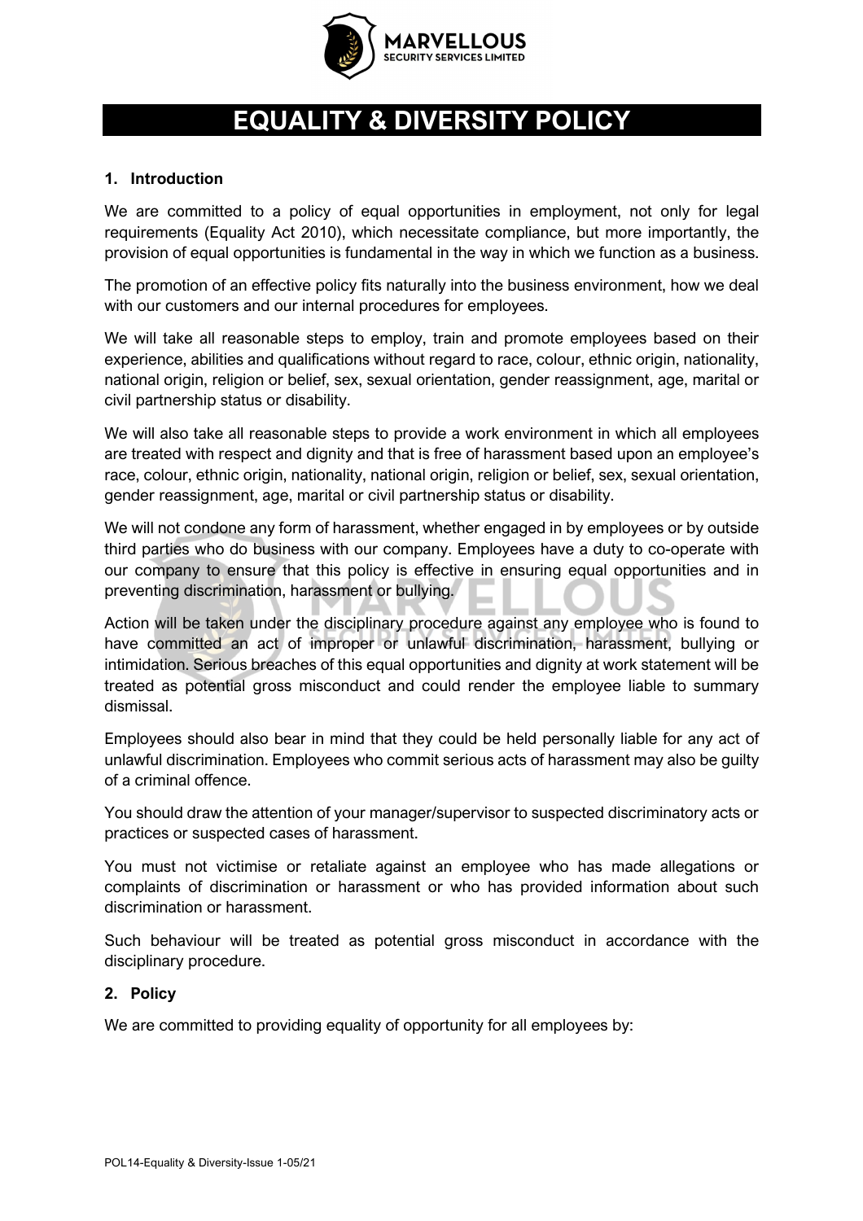# EQUALITY & DIVERSITY POLICY

## 1. Introduction

We are committed to a policy of equal opportunities in employment, not only for legal requirements (Equality Act 2010), which necessitate compliance, but more importantly, the provision of equal opportunities is fundamental in the way in which we function as a business.

The promotion of an effective policy fits naturally into the business environment, how we deal with our customers and our internal procedures for employees.

We will take all reasonable steps to employ, train and promote employees based on their experience, abilities and qualifications without regard to race, colour, ethnic origin, nationality, national origin, religion or belief, sex, sexual orientation, gender reassignment, age, marital or civil partnership status or disability.

We will also take all reasonable steps to provide a work environment in which all employees are treated with respect and dignity and that is free of harassment based upon an employee's race, colour, ethnic origin, nationality, national origin, religion or belief, sex, sexual orientation, gender reassignment, age, marital or civil partnership status or disability.

We will not condone any form of harassment, whether engaged in by employees or by outside third parties who do business with our company. Employees have a duty to co-operate with our company to ensure that this policy is effective in ensuring equal opportunities and in preventing discrimination, harassment or bullying.

Action will be taken under the disciplinary procedure against any employee who is found to have committed an act of improper or unlawful discrimination, harassment, bullying or intimidation. Serious breaches of this equal opportunities and dignity at work statement will be treated as potential gross misconduct and could render the employee liable to summary dismissal.

Employees should also bear in mind that they could be held personally liable for any act of unlawful discrimination. Employees who commit serious acts of harassment may also be guilty of a criminal offence.

You should draw the attention of your manager/supervisor to suspected discriminatory acts or practices or suspected cases of harassment.

You must not victimise or retaliate against an employee who has made allegations or complaints of discrimination or harassment or who has provided information about such discrimination or harassment.

Such behaviour will be treated as potential gross misconduct in accordance with the disciplinary procedure.

## 2. Policy

We are committed to providing equality of opportunity for all employees by: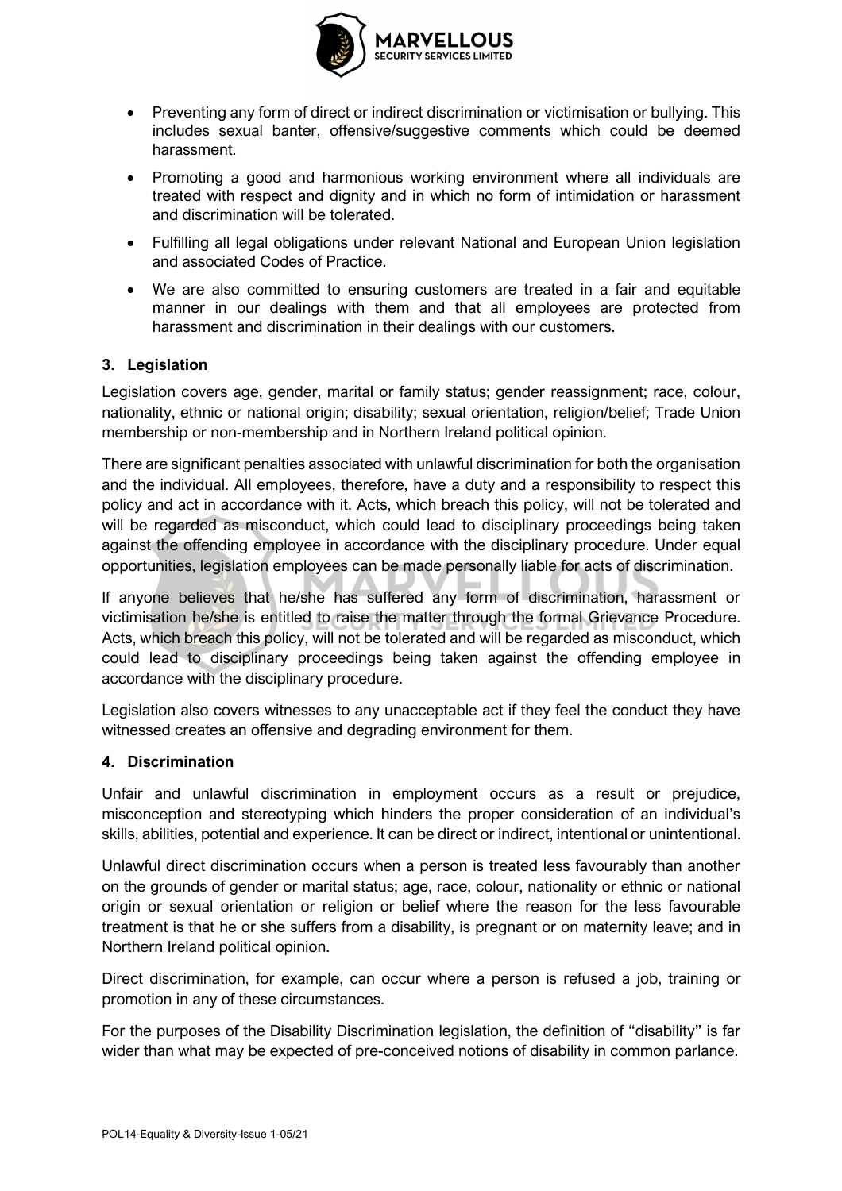- Preventing any form of direct or indirect discrimination or victimisation or bullying. This includes sexual banter, offensive/suggestive comments which could be deemed harassment.
- Promoting a good and harmonious working environment where all individuals are treated with respect and dignity and in which no form of intimidation or harassment and discrimination will be tolerated.
- Fulfilling all legal obligations under relevant National and European Union legislation and associated Codes of Practice.
- We are also committed to ensuring customers are treated in a fair and equitable manner in our dealings with them and that all employees are protected from harassment and discrimination in their dealings with our customers.

## 3. Legislation

Legislation covers age, gender, marital or family status; gender reassignment; race, colour, nationality, ethnic or national origin; disability; sexual orientation, religion/belief; Trade Union membership or non-membership and in Northern Ireland political opinion.

There are significant penalties associated with unlawful discrimination for both the organisation and the individual. All employees, therefore, have a duty and a responsibility to respect this policy and act in accordance with it. Acts, which breach this policy, will not be tolerated and will be regarded as misconduct, which could lead to disciplinary proceedings being taken against the offending employee in accordance with the disciplinary procedure. Under equal opportunities, legislation employees can be made personally liable for acts of discrimination.

If anyone believes that he/she has suffered any form of discrimination, harassment or victimisation he/she is entitled to raise the matter through the formal Grievance Procedure. Acts, which breach this policy, will not be tolerated and will be regarded as misconduct, which could lead to disciplinary proceedings being taken against the offending employee in accordance with the disciplinary procedure.

Legislation also covers witnesses to any unacceptable act if they feel the conduct they have witnessed creates an offensive and degrading environment for them.

## 4. Discrimination

Unfair and unlawful discrimination in employment occurs as a result or prejudice, misconception and stereotyping which hinders the proper consideration of an individual's skills, abilities, potential and experience. It can be direct or indirect, intentional or unintentional.

Unlawful direct discrimination occurs when a person is treated less favourably than another on the grounds of gender or marital status; age, race, colour, nationality or ethnic or national origin or sexual orientation or religion or belief where the reason for the less favourable treatment is that he or she suffers from a disability, is pregnant or on maternity leave; and in Northern Ireland political opinion.

Direct discrimination, for example, can occur where a person is refused a job, training or promotion in any of these circumstances.

For the purposes of the Disability Discrimination legislation, the definition of "disability" is far wider than what may be expected of pre-conceived notions of disability in common parlance.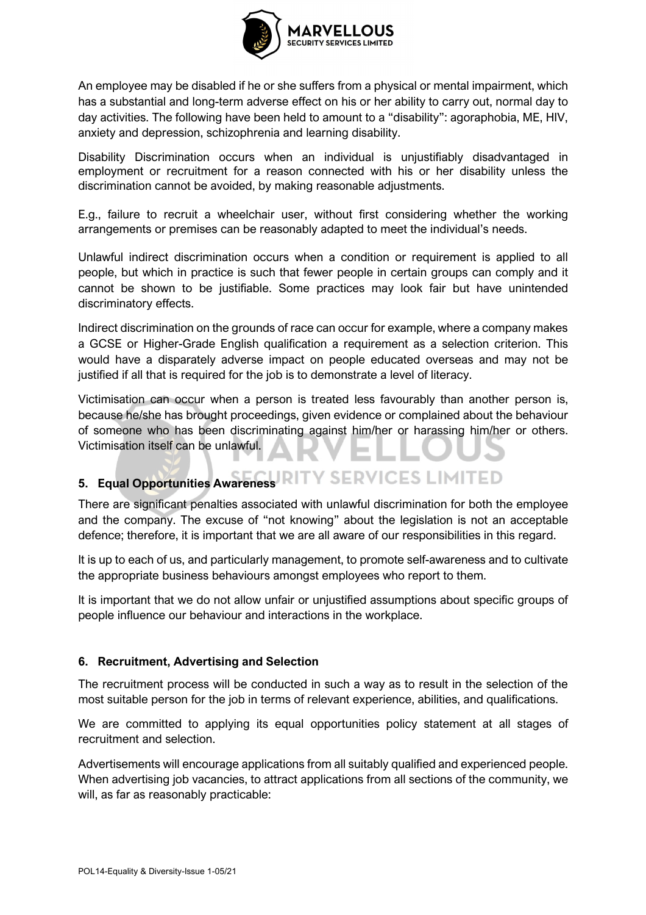An employee may be disabled if he or she suffers from a physical or mental impairment, which has a substantial and long-term adverse effect on his or her ability to carry out, normal day to day activities. The following have been held to amount to a "disability": agoraphobia, ME, HIV, anxiety and depression, schizophrenia and learning disability.

Disability Discrimination occurs when an individual is unjustifiably disadvantaged in employment or recruitment for a reason connected with his or her disability unless the discrimination cannot be avoided, by making reasonable adjustments.

E.g., failure to recruit a wheelchair user, without first considering whether the working arrangements or premises can be reasonably adapted to meet the individual's needs.

Unlawful indirect discrimination occurs when a condition or requirement is applied to all people, but which in practice is such that fewer people in certain groups can comply and it cannot be shown to be justifiable. Some practices may look fair but have unintended discriminatory effects.

Indirect discrimination on the grounds of race can occur for example, where a company makes a GCSE or Higher-Grade English qualification a requirement as a selection criterion. This would have a disparately adverse impact on people educated overseas and may not be justified if all that is required for the job is to demonstrate a level of literacy.

Victimisation can occur when a person is treated less favourably than another person is, because he/she has brought proceedings, given evidence or complained about the behaviour of someone who has been discriminating against him/her or harassing him/her or others. Victimisation itself can be unlawful.

## 5. Equal Opportunities Awareness

There are significant penalties associated with unlawful discrimination for both the employee and the company. The excuse of "not knowing" about the legislation is not an acceptable defence; therefore, it is important that we are all aware of our responsibilities in this regard.

It is up to each of us, and particularly management, to promote self-awareness and to cultivate the appropriate business behaviours amongst employees who report to them.

It is important that we do not allow unfair or unjustified assumptions about specific groups of people influence our behaviour and interactions in the workplace.

## 6. Recruitment, Advertising and Selection

The recruitment process will be conducted in such a way as to result in the selection of the most suitable person for the job in terms of relevant experience, abilities, and qualifications.

We are committed to applying its equal opportunities policy statement at all stages of recruitment and selection.

Advertisements will encourage applications from all suitably qualified and experienced people. When advertising job vacancies, to attract applications from all sections of the community, we will, as far as reasonably practicable: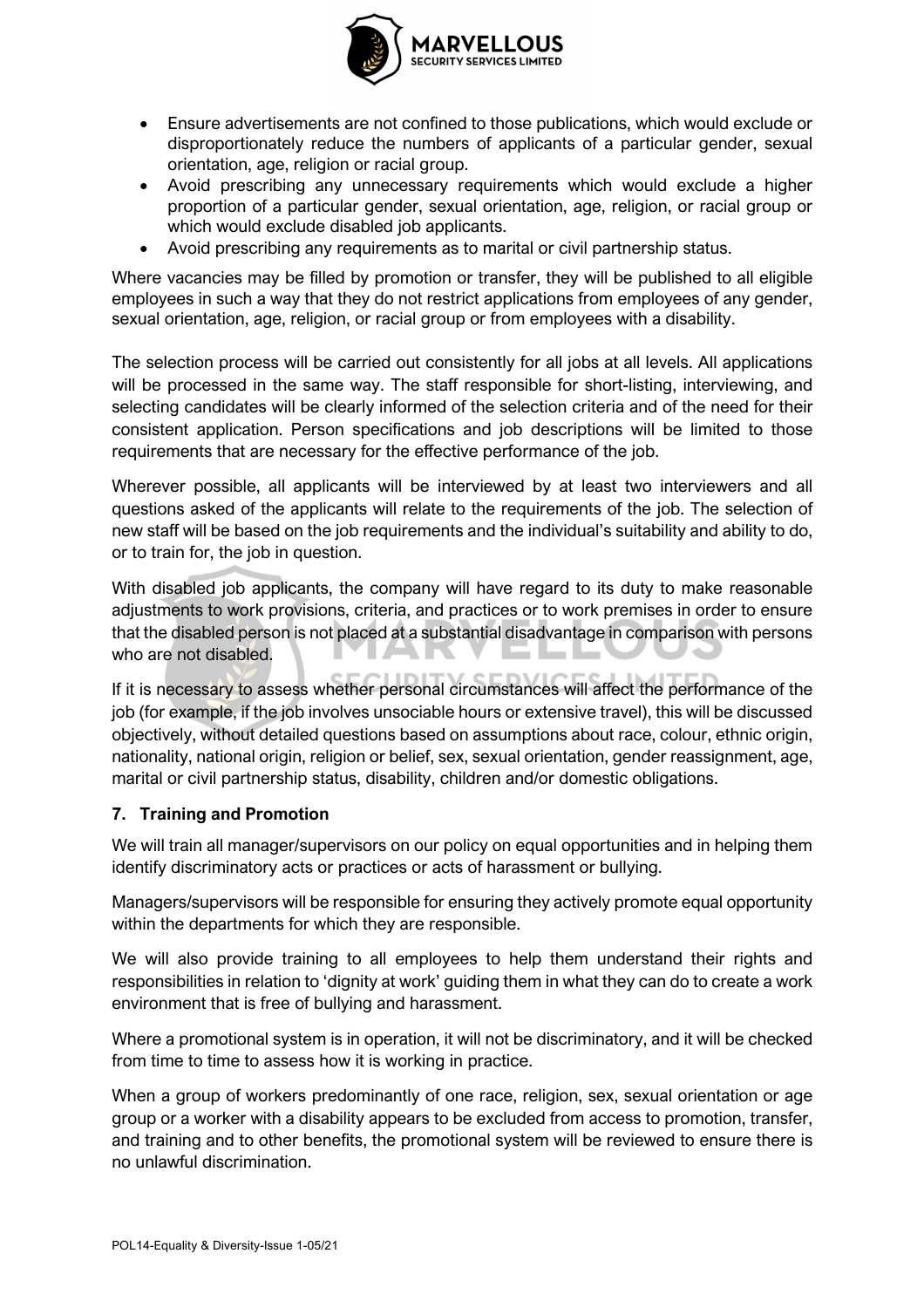- Ensure advertisements are not confined to those publications, which would exclude or disproportionately reduce the numbers of applicants of a particular gender, sexual orientation, age, religion or racial group.
- Avoid prescribing any unnecessary requirements which would exclude a higher proportion of a particular gender, sexual orientation, age, religion, or racial group or which would exclude disabled job applicants.
- Avoid prescribing any requirements as to marital or civil partnership status.

Where vacancies may be filled by promotion or transfer, they will be published to all eligible employees in such a way that they do not restrict applications from employees of any gender, sexual orientation, age, religion, or racial group or from employees with a disability.

The selection process will be carried out consistently for all jobs at all levels. All applications will be processed in the same way. The staff responsible for short-listing, interviewing, and selecting candidates will be clearly informed of the selection criteria and of the need for their consistent application. Person specifications and job descriptions will be limited to those requirements that are necessary for the effective performance of the job.

Wherever possible, all applicants will be interviewed by at least two interviewers and all questions asked of the applicants will relate to the requirements of the job. The selection of new staff will be based on the job requirements and the individual's suitability and ability to do, or to train for, the job in question.

With disabled job applicants, the company will have regard to its duty to make reasonable adjustments to work provisions, criteria, and practices or to work premises in order to ensure that the disabled person is not placed at a substantial disadvantage in comparison with persons who are not disabled.

If it is necessary to assess whether personal circumstances will affect the performance of the job (for example, if the job involves unsociable hours or extensive travel), this will be discussed objectively, without detailed questions based on assumptions about race, colour, ethnic origin, nationality, national origin, religion or belief, sex, sexual orientation, gender reassignment, age, marital or civil partnership status, disability, children and/or domestic obligations.

### 7. Training and Promotion

We will train all manager/supervisors on our policy on equal opportunities and in helping them identify discriminatory acts or practices or acts of harassment or bullying.

Managers/supervisors will be responsible for ensuring they actively promote equal opportunity within the departments for which they are responsible.

We will also provide training to all employees to help them understand their rights and responsibilities in relation to 'dignity at work' guiding them in what they can do to create a work environment that is free of bullying and harassment.

Where a promotional system is in operation, it will not be discriminatory, and it will be checked from time to time to assess how it is working in practice.

When a group of workers predominantly of one race, religion, sex, sexual orientation or age group or a worker with a disability appears to be excluded from access to promotion, transfer, and training and to other benefits, the promotional system will be reviewed to ensure there is no unlawful discrimination.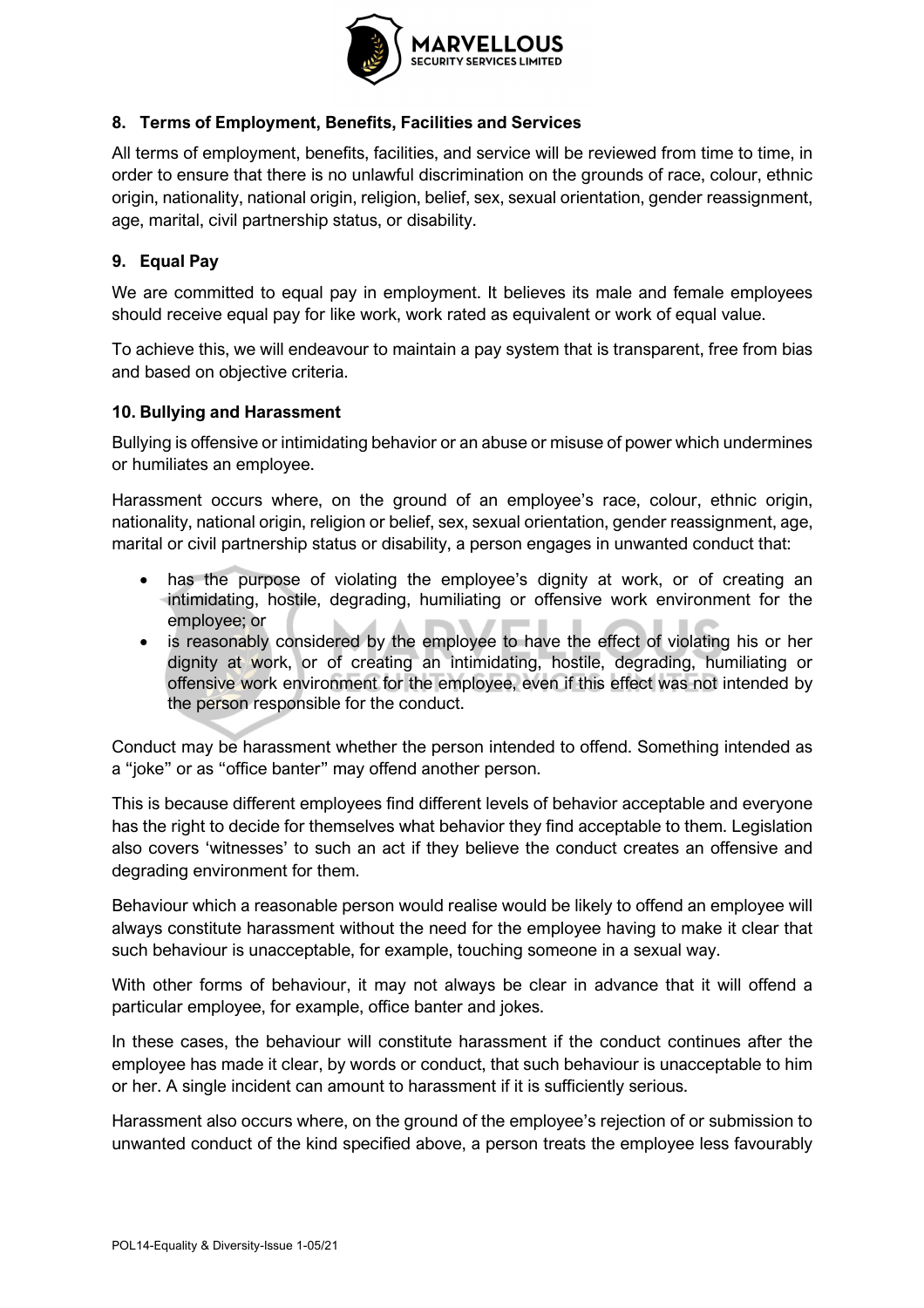## 8. Terms of Employment, Benefits, Facilities and Services

All terms of employment, benefits, facilities, and service will be reviewed from time to time, in order to ensure that there is no unlawful discrimination on the grounds of race, colour, ethnic origin, nationality, national origin, religion, belief, sex, sexual orientation, gender reassignment, age, marital, civil partnership status, or disability.

## 9. Equal Pay

We are committed to equal pay in employment. It believes its male and female employees should receive equal pay for like work, work rated as equivalent or work of equal value.

To achieve this, we will endeavour to maintain a pay system that is transparent, free from bias and based on objective criteria.

## 10. Bullying and Harassment

Bullying is offensive or intimidating behavior or an abuse or misuse of power which undermines or humiliates an employee.

Harassment occurs where, on the ground of an employee's race, colour, ethnic origin, nationality, national origin, religion or belief, sex, sexual orientation, gender reassignment, age, marital or civil partnership status or disability, a person engages in unwanted conduct that:

- has the purpose of violating the employee's dignity at work, or of creating an intimidating, hostile, degrading, humiliating or offensive work environment for the employee; or
- is reasonably considered by the employee to have the effect of violating his or her dignity at work, or of creating an intimidating, hostile, degrading, humiliating or offensive work environment for the employee, even if this effect was not intended by the person responsible for the conduct.

Conduct may be harassment whether the person intended to offend. Something intended as a "joke" or as "office banter" may offend another person.

This is because different employees find different levels of behavior acceptable and everyone has the right to decide for themselves what behavior they find acceptable to them. Legislation also covers 'witnesses' to such an act if they believe the conduct creates an offensive and degrading environment for them.

Behaviour which a reasonable person would realise would be likely to offend an employee will always constitute harassment without the need for the employee having to make it clear that such behaviour is unacceptable, for example, touching someone in a sexual way.

With other forms of behaviour, it may not always be clear in advance that it will offend a particular employee, for example, office banter and jokes.

In these cases, the behaviour will constitute harassment if the conduct continues after the employee has made it clear, by words or conduct, that such behaviour is unacceptable to him or her. A single incident can amount to harassment if it is sufficiently serious.

Harassment also occurs where, on the ground of the employee's rejection of or submission to unwanted conduct of the kind specified above, a person treats the employee less favourably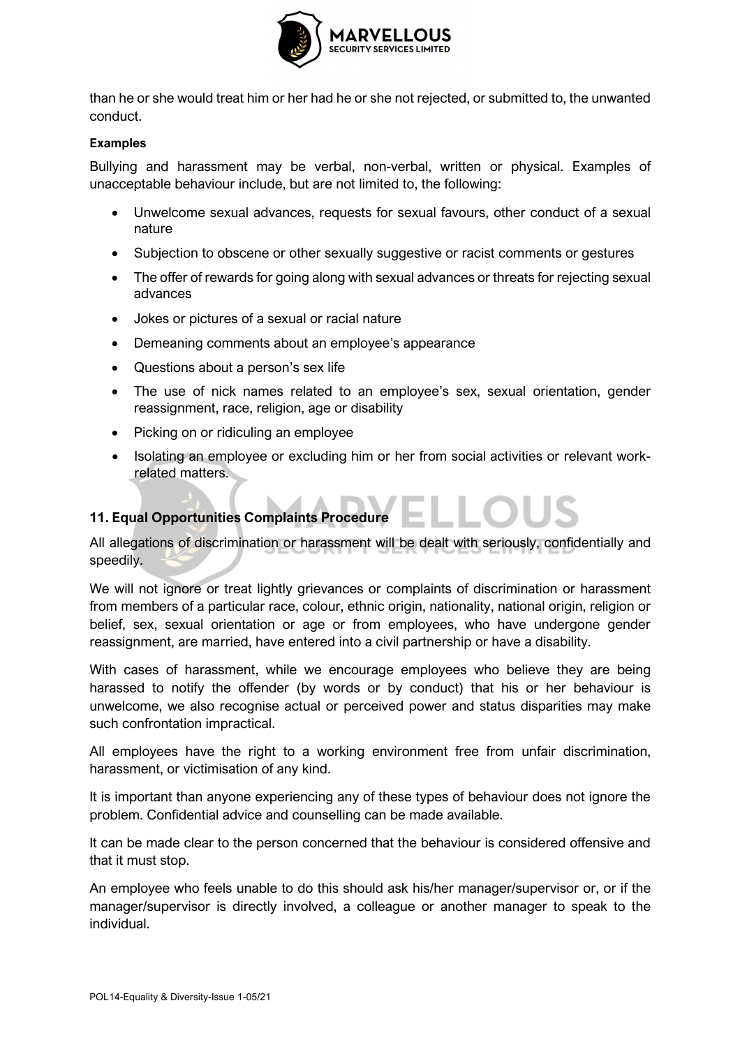than he or she would treat him or her had he or she not rejected, or submitted to, the unwanted conduct.

**Examples**

Bullying and harassment may be verbal, non-verbal, written or physical. Examples of unacceptable behaviour include, but are not limited to, the following:

- Unwelcome sexual advances, requests for sexual favours, other conduct of a sexual nature
- Subjection to obscene or other sexually suggestive or racist comments or gestures
- The offer of rewards for going along with sexual advances or threats for rejecting sexual advances
- Jokes or pictures of a sexual or racial nature
- Demeaning comments about an employee's appearance
- Questions about a person's sex life
- The use of nick names related to an employee's sex, sexual orientation, gender reassignment, race, religion, age or disability
- Picking on or ridiculing an employee
- Isolating an employee or excluding him or her from social activities or relevant work-related matters.

## 11. Equal Opportunities Complaints Procedure

All allegations of discrimination or harassment will be dealt with seriously, confidentially and speedily.

We will not ignore or treat lightly grievances or complaints of discrimination or harassment from members of a particular race, colour, ethnic origin, nationality, national origin, religion or belief, sex, sexual orientation or age or from employees, who have undergone gender reassignment, are married, have entered into a civil partnership or have a disability.

With cases of harassment, while we encourage employees who believe they are being harassed to notify the offender (by words or by conduct) that his or her behaviour is unwelcome, we also recognise actual or perceived power and status disparities may make such confrontation impractical.

All employees have the right to a working environment free from unfair discrimination, harassment, or victimisation of any kind.

It is important than anyone experiencing any of these types of behaviour does not ignore the problem. Confidential advice and counselling can be made available.

It can be made clear to the person concerned that the behaviour is considered offensive and that it must stop.

An employee who feels unable to do this should ask his/her manager/supervisor or, or if the manager/supervisor is directly involved, a colleague or another manager to speak to the individual.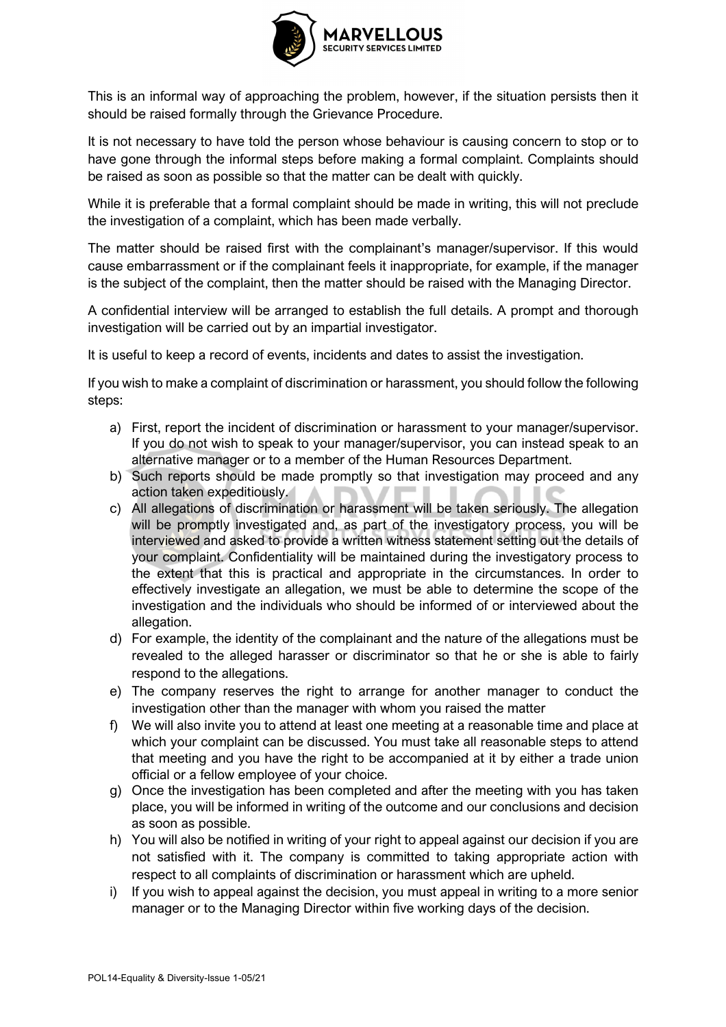This is an informal way of approaching the problem, however, if the situation persists then it should be raised formally through the Grievance Procedure.

It is not necessary to have told the person whose behaviour is causing concern to stop or to have gone through the informal steps before making a formal complaint. Complaints should be raised as soon as possible so that the matter can be dealt with quickly.

While it is preferable that a formal complaint should be made in writing, this will not preclude the investigation of a complaint, which has been made verbally.

The matter should be raised first with the complainant's manager/supervisor. If this would cause embarrassment or if the complainant feels it inappropriate, for example, if the manager is the subject of the complaint, then the matter should be raised with the Managing Director.

A confidential interview will be arranged to establish the full details. A prompt and thorough investigation will be carried out by an impartial investigator.

It is useful to keep a record of events, incidents and dates to assist the investigation.

If you wish to make a complaint of discrimination or harassment, you should follow the following steps:

a) First, report the incident of discrimination or harassment to your manager/supervisor. If you do not wish to speak to your manager/supervisor, you can instead speak to an alternative manager or to a member of the Human Resources Department.
b) Such reports should be made promptly so that investigation may proceed and any action taken expeditiously.
c) All allegations of discrimination or harassment will be taken seriously. The allegation will be promptly investigated and, as part of the investigatory process, you will be interviewed and asked to provide a written witness statement setting out the details of your complaint. Confidentiality will be maintained during the investigatory process to the extent that this is practical and appropriate in the circumstances. In order to effectively investigate an allegation, we must be able to determine the scope of the investigation and the individuals who should be informed of or interviewed about the allegation.
d) For example, the identity of the complainant and the nature of the allegations must be revealed to the alleged harasser or discriminator so that he or she is able to fairly respond to the allegations.
e) The company reserves the right to arrange for another manager to conduct the investigation other than the manager with whom you raised the matter
f) We will also invite you to attend at least one meeting at a reasonable time and place at which your complaint can be discussed. You must take all reasonable steps to attend that meeting and you have the right to be accompanied at it by either a trade union official or a fellow employee of your choice.
g) Once the investigation has been completed and after the meeting with you has taken place, you will be informed in writing of the outcome and our conclusions and decision as soon as possible.
h) You will also be notified in writing of your right to appeal against our decision if you are not satisfied with it. The company is committed to taking appropriate action with respect to all complaints of discrimination or harassment which are upheld.
i) If you wish to appeal against the decision, you must appeal in writing to a more senior manager or to the Managing Director within five working days of the decision.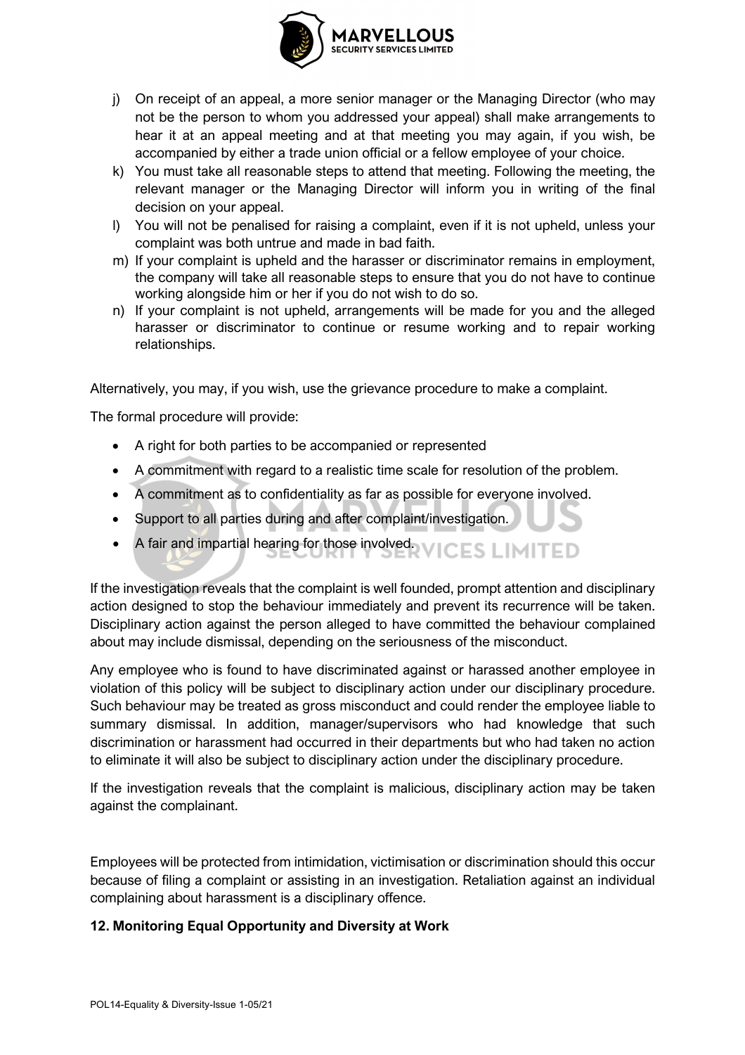j) On receipt of an appeal, a more senior manager or the Managing Director (who may not be the person to whom you addressed your appeal) shall make arrangements to hear it at an appeal meeting and at that meeting you may again, if you wish, be accompanied by either a trade union official or a fellow employee of your choice.

k) You must take all reasonable steps to attend that meeting. Following the meeting, the relevant manager or the Managing Director will inform you in writing of the final decision on your appeal.

l) You will not be penalised for raising a complaint, even if it is not upheld, unless your complaint was both untrue and made in bad faith.

m) If your complaint is upheld and the harasser or discriminator remains in employment, the company will take all reasonable steps to ensure that you do not have to continue working alongside him or her if you do not wish to do so.

n) If your complaint is not upheld, arrangements will be made for you and the alleged harasser or discriminator to continue or resume working and to repair working relationships.

Alternatively, you may, if you wish, use the grievance procedure to make a complaint.

The formal procedure will provide:

- A right for both parties to be accompanied or represented
- A commitment with regard to a realistic time scale for resolution of the problem.
- A commitment as to confidentiality as far as possible for everyone involved.
- Support to all parties during and after complaint/investigation.
- A fair and impartial hearing for those involved.

If the investigation reveals that the complaint is well founded, prompt attention and disciplinary action designed to stop the behaviour immediately and prevent its recurrence will be taken. Disciplinary action against the person alleged to have committed the behaviour complained about may include dismissal, depending on the seriousness of the misconduct.

Any employee who is found to have discriminated against or harassed another employee in violation of this policy will be subject to disciplinary action under our disciplinary procedure. Such behaviour may be treated as gross misconduct and could render the employee liable to summary dismissal. In addition, manager/supervisors who had knowledge that such discrimination or harassment had occurred in their departments but who had taken no action to eliminate it will also be subject to disciplinary action under the disciplinary procedure.

If the investigation reveals that the complaint is malicious, disciplinary action may be taken against the complainant.

Employees will be protected from intimidation, victimisation or discrimination should this occur because of filing a complaint or assisting in an investigation. Retaliation against an individual complaining about harassment is a disciplinary offence.

### 12. Monitoring Equal Opportunity and Diversity at Work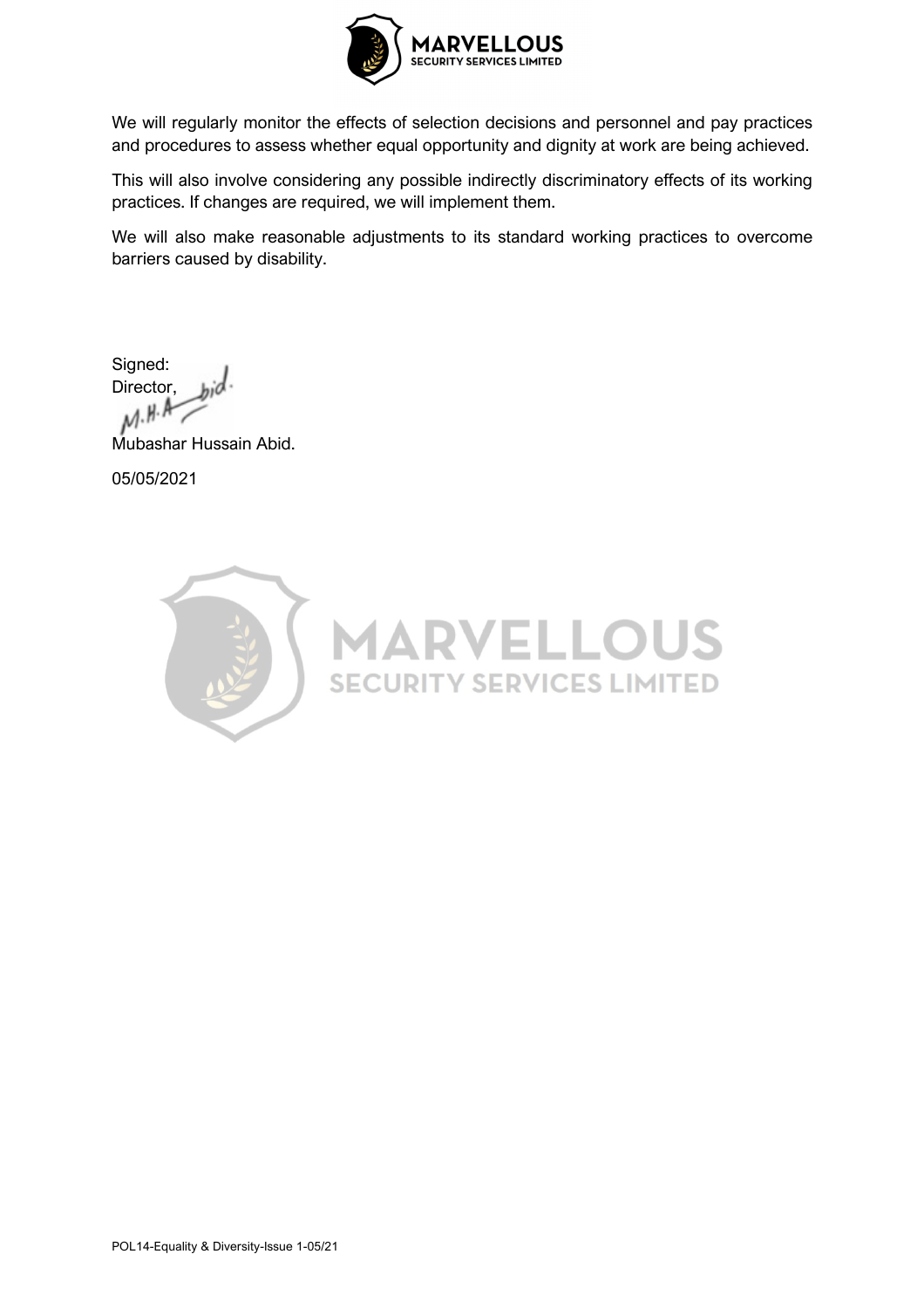We will regularly monitor the effects of selection decisions and personnel and pay practices and procedures to assess whether equal opportunity and dignity at work are being achieved.

This will also involve considering any possible indirectly discriminatory effects of its working practices. If changes are required, we will implement them.

We will also make reasonable adjustments to its standard working practices to overcome barriers caused by disability.

Signed:
Director,

Mubashar Hussain Abid.

05/05/2021